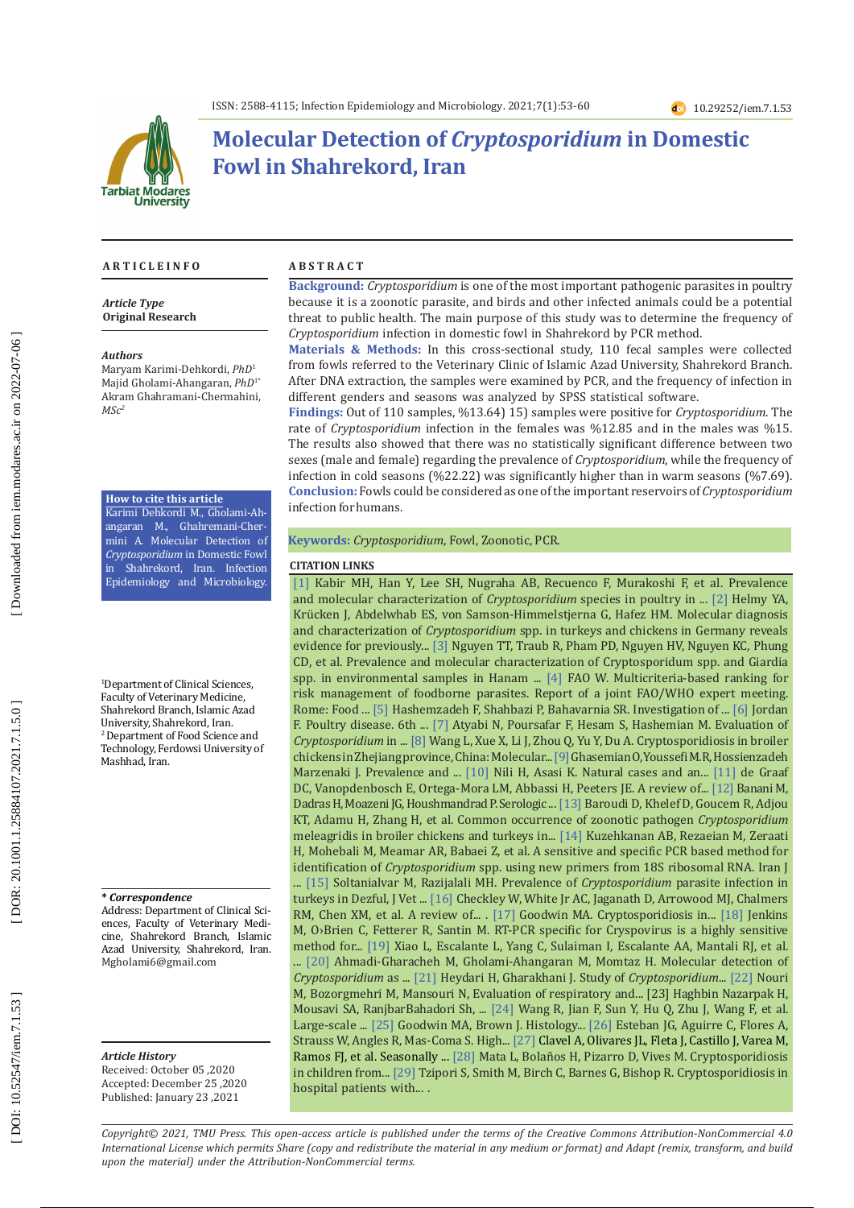# Molecular Detection of *Cryptosporidium* in Domestic Fowl in Shahrekord, Iran

## ARTICLE INFO

***Article Type***
**Original Research**

***Authors***
Maryam Karimi-Dehkordi, *PhD*[1]
Majid Gholami-Ahangaran, *PhD*[1*]
Akram Ghahramani-Chermahini, *MSc*[2]

**How to cite this article**
Karimi Dehkordi M., Gholami-Ahangaran M., Ghahremani-Chermini A. Molecular Detection of *Cryptosporidium* in Domestic Fowl in Shahrekord, Iran. Infection Epidemiology and Microbiology.

[1]Department of Clinical Sciences, Faculty of Veterinary Medicine, Shahrekord Branch, Islamic Azad University, Shahrekord, Iran.
[2]Department of Food Science and Technology, Ferdowsi University of Mashhad, Iran.

***\* Correspondence***
Address: Department of Clinical Sciences, Faculty of Veterinary Medicine, Shahrekord Branch, Islamic Azad University, Shahrekord, Iran.
Mgholami6@gmail.com

***Article History***
Received: October 05 ,2020
Accepted: December 25 ,2020
Published: January 23 ,2021

## ABSTRACT

**Background:** *Cryptosporidium* is one of the most important pathogenic parasites in poultry because it is a zoonotic parasite, and birds and other infected animals could be a potential threat to public health. The main purpose of this study was to determine the frequency of *Cryptosporidium* infection in domestic fowl in Shahrekord by PCR method.

**Materials & Methods:** In this cross-sectional study, 110 fecal samples were collected from fowls referred to the Veterinary Clinic of Islamic Azad University, Shahrekord Branch. After DNA extraction, the samples were examined by PCR, and the frequency of infection in different genders and seasons was analyzed by SPSS statistical software.

**Findings:** Out of 110 samples, %13.64) 15) samples were positive for *Cryptosporidium*. The rate of *Cryptosporidium* infection in the females was %12.85 and in the males was %15. The results also showed that there was no statistically significant difference between two sexes (male and female) regarding the prevalence of *Cryptosporidium*, while the frequency of infection in cold seasons (%22.22) was significantly higher than in warm seasons (%7.69).

**Conclusion:** Fowls could be considered as one of the important reservoirs of *Cryptosporidium* infection for humans.

**Keywords:** *Cryptosporidium*, Fowl, Zoonotic, PCR.

## CITATION LINKS

[1] Kabir MH, Han Y, Lee SH, Nugraha AB, Recuenco F, Murakoshi F, et al. Prevalence and molecular characterization of *Cryptosporidium* species in poultry in ... [2] Helmy YA, Krücken J, Abdelwhab ES, von Samson-Himmelstjerna G, Hafez HM. Molecular diagnosis and characterization of *Cryptosporidium* spp. in turkeys and chickens in Germany reveals evidence for previously... [3] Nguyen TT, Traub R, Pham PD, Nguyen HV, Nguyen KC, Phung CD, et al. Prevalence and molecular characterization of Cryptosporidium spp. and Giardia spp. in environmental samples in Hanam ... [4] FAO W. Multicriteria-based ranking for risk management of foodborne parasites. Report of a joint FAO/WHO expert meeting. Rome: Food ... [5] Hashemzadeh F, Shahbazi P, Bahavarnia SR. Investigation of ... [6] Jordan F. Poultry disease. 6th ... [7] Atyabi N, Poursafar F, Hesam S, Hashemian M. Evaluation of *Cryptosporidium* in ... [8] Wang L, Xue X, Li J, Zhou Q, Yu Y, Du A. Cryptosporidiosis in broiler chickens in Zhejiang province, China: Molecular... [9] Ghasemian O, Youssefi M.R, Hossienzadeh Marzenaki J. Prevalence and ... [10] Nili H, Asasi K. Natural cases and an... [11] de Graaf DC, Vanopdenbosch E, Ortega-Mora LM, Abbassi H, Peeters JE. A review of... [12] Banani M, Dadras H, Moazeni JG, Houshmandrad P. Serologic ... [13] Baroudi D, Khelef D, Goucem R, Adjou KT, Adamu H, Zhang H, et al. Common occurrence of zoonotic pathogen *Cryptosporidium* meleagridis in broiler chickens and turkeys in... [14] Kuzehkanan AB, Rezaeian M, Zeraati H, Mohebali M, Meamar AR, Babaei Z, et al. A sensitive and specific PCR based method for identification of *Cryptosporidium* spp. using new primers from 18S ribosomal RNA. Iran J ... [15] Soltanialvar M, Razijalali MH. Prevalence of *Cryptosporidium* parasite infection in turkeys in Dezful, J Vet ... [16] Checkley W, White Jr AC, Jaganath D, Arrowood MJ, Chalmers RM, Chen XM, et al. A review of... . [17] Goodwin MA. Cryptosporidiosis in... [18] Jenkins M, O›Brien C, Fetterer R, Santin M. RT-PCR specific for Cryspovirus is a highly sensitive method for... [19] Xiao L, Escalante L, Yang C, Sulaiman I, Escalante AA, Mantali RJ, et al. ... [20] Ahmadi-Gharacheh M, Gholami-Ahangaran M, Momtaz H. Molecular detection of *Cryptosporidium* as ... [21] Heydari H, Gharakhani J. Study of *Cryptosporidium*... [22] Nouri M, Bozorgmehri M, Mansouri N, Evaluation of respiratory and... [23] Haghbin Nazarpak H, Mousavi SA, RanjbarBahadori Sh, ... [24] Wang R, Jian F, Sun Y, Hu Q, Zhu J, Wang F, et al. Large-scale ... [25] Goodwin MA, Brown J. Histology... [26] Esteban JG, Aguirre C, Flores A, Strauss W, Angles R, Mas-Coma S. High... [27] Clavel A, Olivares JL, Fleta J, Castillo J, Varea M, Ramos FJ, et al. Seasonally ... [28] Mata L, Bolaños H, Pizarro D, Vives M. Cryptosporidiosis in children from... [29] Tzipori S, Smith M, Birch C, Barnes G, Bishop R. Cryptosporidiosis in hospital patients with... .

*Copyright© 2021, TMU Press. This open-access article is published under the terms of the Creative Commons Attribution-NonCommercial 4.0 International License which permits Share (copy and redistribute the material in any medium or format) and Adapt (remix, transform, and build upon the material) under the Attribution-NonCommercial terms.*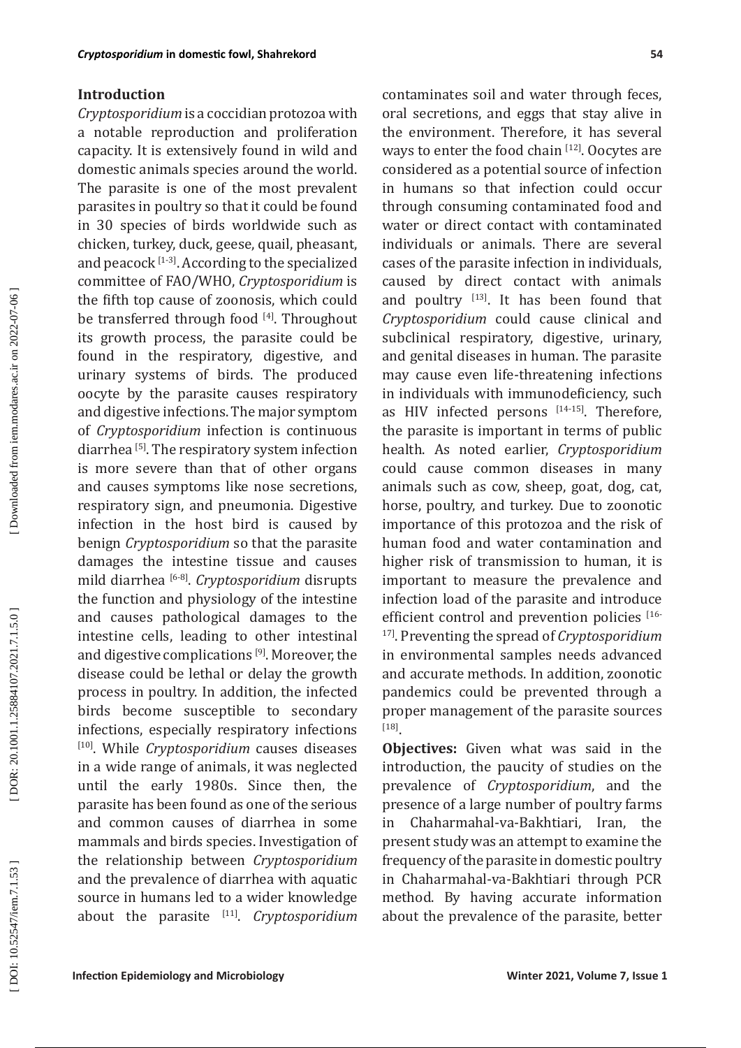## Introduction

*Cryptosporidium* is a coccidian protozoa with a notable reproduction and proliferation capacity. It is extensively found in wild and domestic animals species around the world. The parasite is one of the most prevalent parasites in poultry so that it could be found in 30 species of birds worldwide such as chicken, turkey, duck, geese, quail, pheasant, and peacock [1-3]. According to the specialized committee of FAO/WHO, *Cryptosporidium* is the fifth top cause of zoonosis, which could be transferred through food [4]. Throughout its growth process, the parasite could be found in the respiratory, digestive, and urinary systems of birds. The produced oocyte by the parasite causes respiratory and digestive infections. The major symptom of *Cryptosporidium* infection is continuous diarrhea [5]. The respiratory system infection is more severe than that of other organs and causes symptoms like nose secretions, respiratory sign, and pneumonia. Digestive infection in the host bird is caused by benign *Cryptosporidium* so that the parasite damages the intestine tissue and causes mild diarrhea [6-8]. *Cryptosporidium* disrupts the function and physiology of the intestine and causes pathological damages to the intestine cells, leading to other intestinal and digestive complications [9]. Moreover, the disease could be lethal or delay the growth process in poultry. In addition, the infected birds become susceptible to secondary infections, especially respiratory infections [10]. While *Cryptosporidium* causes diseases in a wide range of animals, it was neglected until the early 1980s. Since then, the parasite has been found as one of the serious and common causes of diarrhea in some mammals and birds species. Investigation of the relationship between *Cryptosporidium* and the prevalence of diarrhea with aquatic source in humans led to a wider knowledge about the parasite [11]. *Cryptosporidium* contaminates soil and water through feces, oral secretions, and eggs that stay alive in the environment. Therefore, it has several ways to enter the food chain [12]. Oocytes are considered as a potential source of infection in humans so that infection could occur through consuming contaminated food and water or direct contact with contaminated individuals or animals. There are several cases of the parasite infection in individuals, caused by direct contact with animals and poultry [13]. It has been found that *Cryptosporidium* could cause clinical and subclinical respiratory, digestive, urinary, and genital diseases in human. The parasite may cause even life-threatening infections in individuals with immunodeficiency, such as HIV infected persons [14-15]. Therefore, the parasite is important in terms of public health. As noted earlier, *Cryptosporidium* could cause common diseases in many animals such as cow, sheep, goat, dog, cat, horse, poultry, and turkey. Due to zoonotic importance of this protozoa and the risk of human food and water contamination and higher risk of transmission to human, it is important to measure the prevalence and infection load of the parasite and introduce efficient control and prevention policies [16-17]. Preventing the spread of *Cryptosporidium* in environmental samples needs advanced and accurate methods. In addition, zoonotic pandemics could be prevented through a proper management of the parasite sources [18].

**Objectives:** Given what was said in the introduction, the paucity of studies on the prevalence of *Cryptosporidium*, and the presence of a large number of poultry farms in Chaharmahal-va-Bakhtiari, Iran, the present study was an attempt to examine the frequency of the parasite in domestic poultry in Chaharmahal-va-Bakhtiari through PCR method. By having accurate information about the prevalence of the parasite, better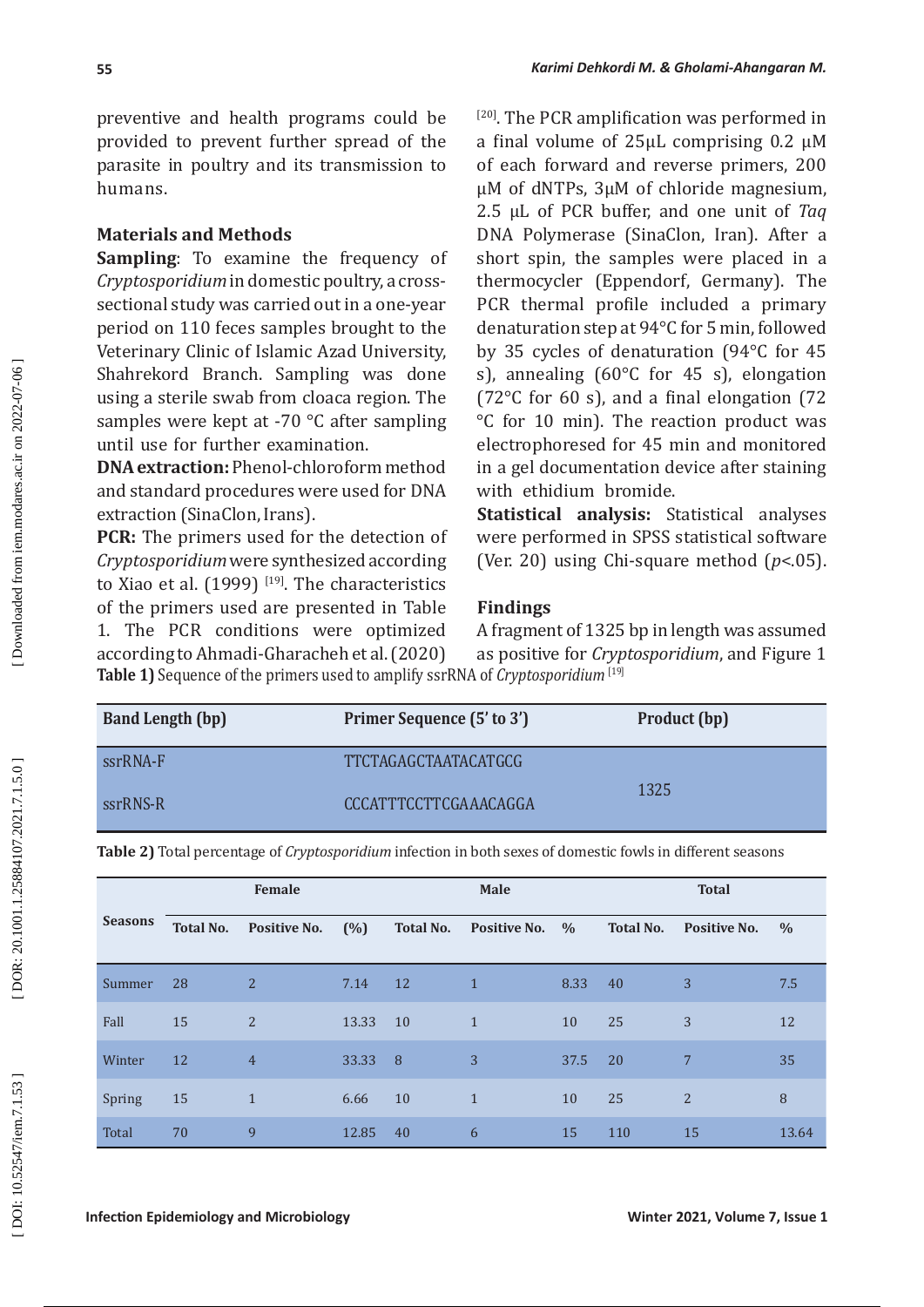preventive and health programs could be provided to prevent further spread of the parasite in poultry and its transmission to humans.

## Materials and Methods

**Sampling**: To examine the frequency of *Cryptosporidium* in domestic poultry, a cross-sectional study was carried out in a one-year period on 110 feces samples brought to the Veterinary Clinic of Islamic Azad University, Shahrekord Branch. Sampling was done using a sterile swab from cloaca region. The samples were kept at -70 °C after sampling until use for further examination.

**DNA extraction:** Phenol-chloroform method and standard procedures were used for DNA extraction (SinaClon, Irans).

**PCR:** The primers used for the detection of *Cryptosporidium* were synthesized according to Xiao et al. (1999) [19]. The characteristics of the primers used are presented in Table 1. The PCR conditions were optimized according to Ahmadi-Gharacheh et al. (2020) [20]. The PCR amplification was performed in a final volume of 25μL comprising 0.2 μM of each forward and reverse primers, 200 μM of dNTPs, 3μM of chloride magnesium, 2.5 μL of PCR buffer, and one unit of *Taq* DNA Polymerase (SinaClon, Iran). After a short spin, the samples were placed in a thermocycler (Eppendorf, Germany). The PCR thermal profile included a primary denaturation step at 94°C for 5 min, followed by 35 cycles of denaturation (94°C for 45 s), annealing (60°C for 45 s), elongation (72°C for 60 s), and a final elongation (72 °C for 10 min). The reaction product was electrophoresed for 45 min and monitored in a gel documentation device after staining with ethidium bromide.

**Statistical analysis:** Statistical analyses were performed in SPSS statistical software (Ver. 20) using Chi-square method ($p<.05$).

## Findings

A fragment of 1325 bp in length was assumed as positive for *Cryptosporidium*, and Figure 1

**Table 1)** Sequence of the primers used to amplify ssrRNA of *Cryptosporidium* [19]

| Band Length (bp) | Primer Sequence (5′ to 3′) | Product (bp) |
|---|---|---|
| ssrRNA-F | TTCTAGAGCTAATACATGCG | 1325 |
| ssrRNS-R | CCCATTTCCTTCGAAACAGGA | |

**Table 2)** Total percentage of *Cryptosporidium* infection in both sexes of domestic fowls in different seasons

| Seasons | Female | | | Male | | | Total | | |
|---|---|---|---|---|---|---|---|---|---|
| | Total No. | Positive No. | (%) | Total No. | Positive No. | % | Total No. | Positive No. | % |
| Summer | 28 | 2 | 7.14 | 12 | 1 | 8.33 | 40 | 3 | 7.5 |
| Fall | 15 | 2 | 13.33 | 10 | 1 | 10 | 25 | 3 | 12 |
| Winter | 12 | 4 | 33.33 | 8 | 3 | 37.5 | 20 | 7 | 35 |
| Spring | 15 | 1 | 6.66 | 10 | 1 | 10 | 25 | 2 | 8 |
| Total | 70 | 9 | 12.85 | 40 | 6 | 15 | 110 | 15 | 13.64 |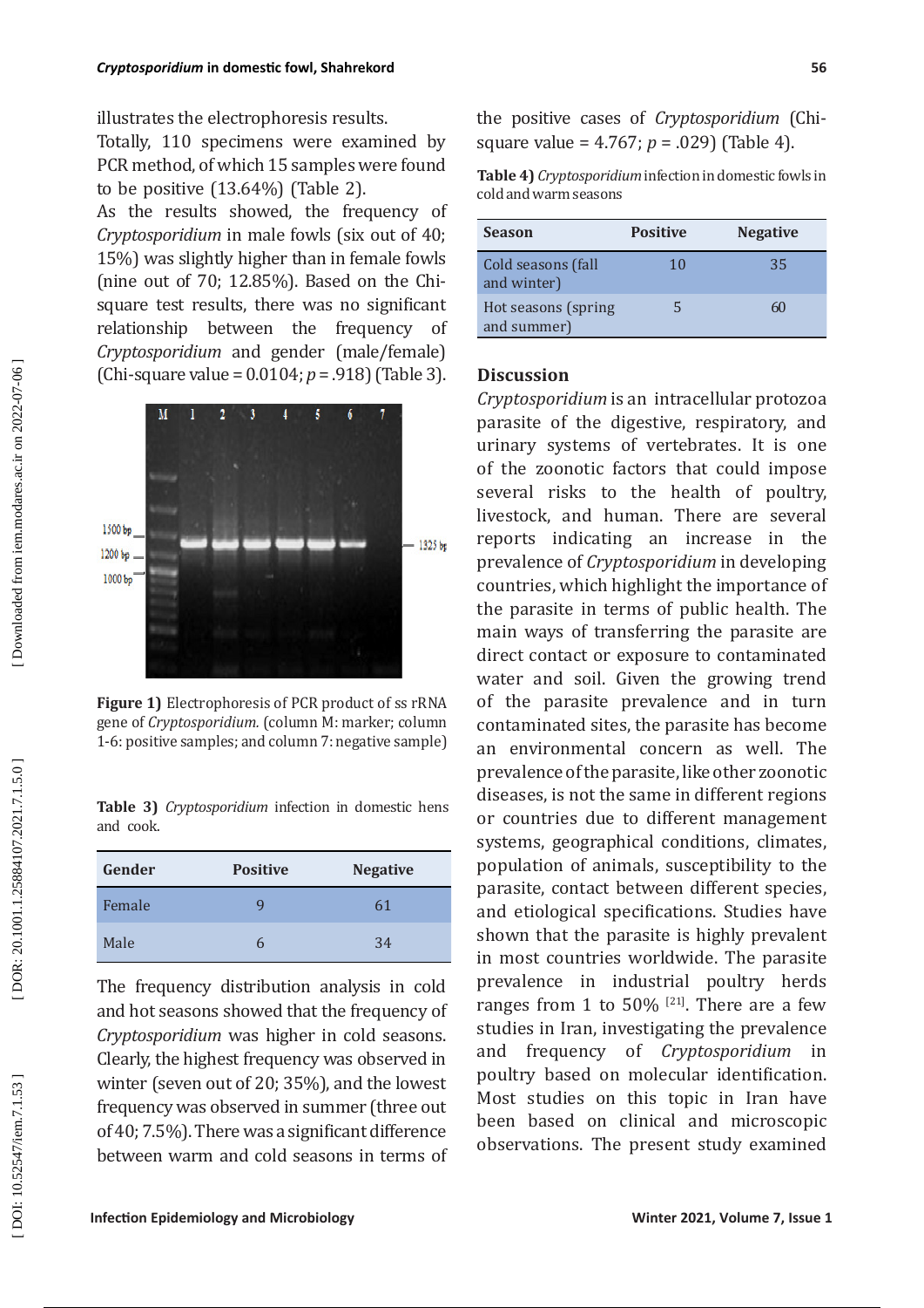illustrates the electrophoresis results.

Totally, 110 specimens were examined by PCR method, of which 15 samples were found to be positive (13.64%) (Table 2).

As the results showed, the frequency of *Cryptosporidium* in male fowls (six out of 40; 15%) was slightly higher than in female fowls (nine out of 70; 12.85%). Based on the Chi-square test results, there was no significant relationship between the frequency of *Cryptosporidium* and gender (male/female) (Chi-square value = 0.0104; $p$ = .918) (Table 3).

**Figure 1)** Electrophoresis of PCR product of ss rRNA gene of *Cryptosporidium.* (column M: marker; column 1-6: positive samples; and column 7: negative sample)

**Table 3)** *Cryptosporidium* infection in domestic hens and cook.

| Gender | Positive | Negative |
|---|---|---|
| Female | 9 | 61 |
| Male | 6 | 34 |

The frequency distribution analysis in cold and hot seasons showed that the frequency of *Cryptosporidium* was higher in cold seasons. Clearly, the highest frequency was observed in winter (seven out of 20; 35%), and the lowest frequency was observed in summer (three out of 40; 7.5%). There was a significant difference between warm and cold seasons in terms of the positive cases of *Cryptosporidium* (Chi-square value = 4.767; $p$ = .029) (Table 4).

**Table 4)** *Cryptosporidium* infection in domestic fowls in cold and warm seasons

| Season | Positive | Negative |
|---|---|---|
| Cold seasons (fall and winter) | 10 | 35 |
| Hot seasons (spring and summer) | 5 | 60 |

## Discussion

*Cryptosporidium* is an intracellular protozoa parasite of the digestive, respiratory, and urinary systems of vertebrates. It is one of the zoonotic factors that could impose several risks to the health of poultry, livestock, and human. There are several reports indicating an increase in the prevalence of *Cryptosporidium* in developing countries, which highlight the importance of the parasite in terms of public health. The main ways of transferring the parasite are direct contact or exposure to contaminated water and soil. Given the growing trend of the parasite prevalence and in turn contaminated sites, the parasite has become an environmental concern as well. The prevalence of the parasite, like other zoonotic diseases, is not the same in different regions or countries due to different management systems, geographical conditions, climates, population of animals, susceptibility to the parasite, contact between different species, and etiological specifications. Studies have shown that the parasite is highly prevalent in most countries worldwide. The parasite prevalence in industrial poultry herds ranges from 1 to 50% [21]. There are a few studies in Iran, investigating the prevalence and frequency of *Cryptosporidium* in poultry based on molecular identification. Most studies on this topic in Iran have been based on clinical and microscopic observations. The present study examined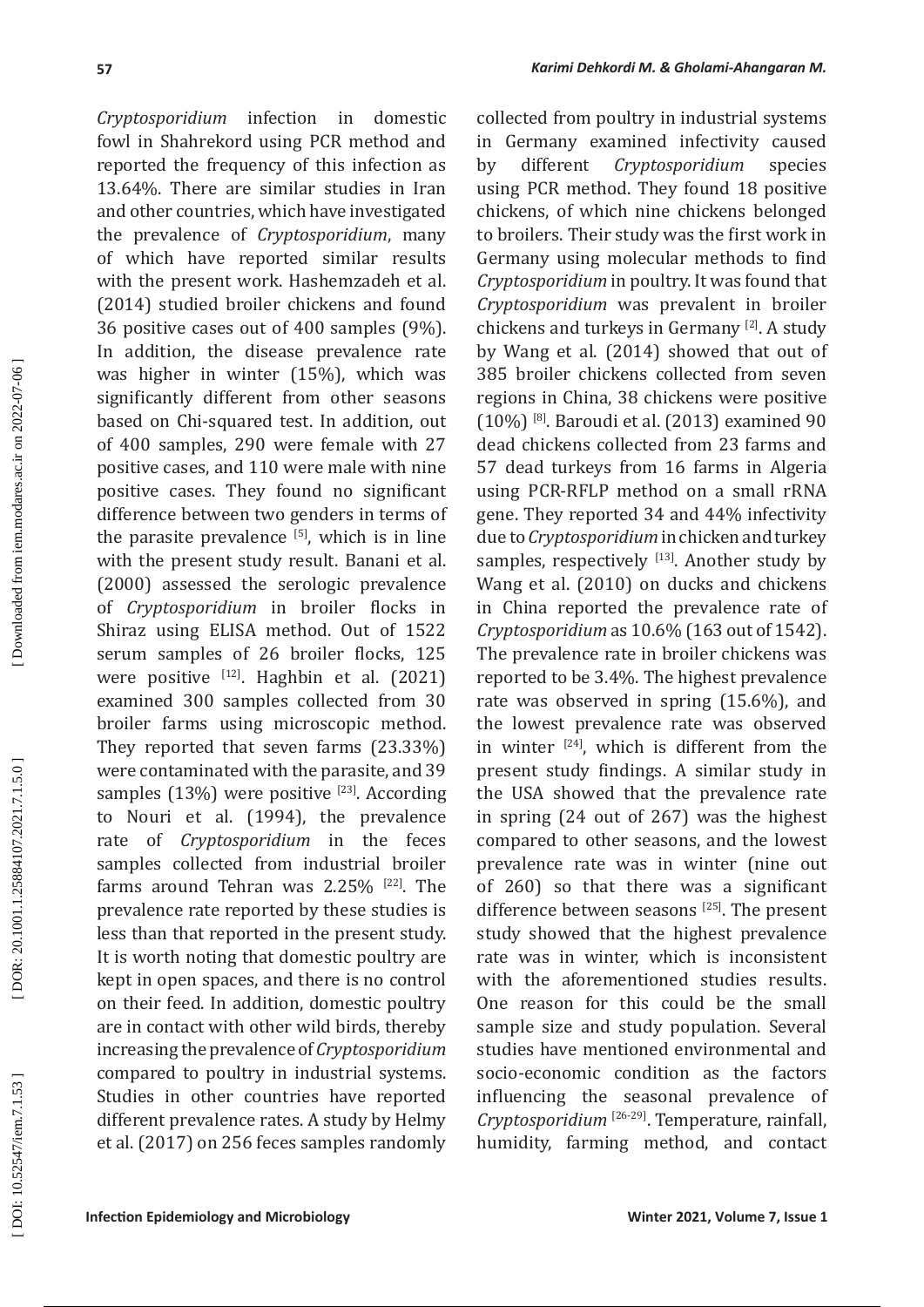*Cryptosporidium* infection in domestic fowl in Shahrekord using PCR method and reported the frequency of this infection as 13.64%. There are similar studies in Iran and other countries, which have investigated the prevalence of *Cryptosporidium*, many of which have reported similar results with the present work. Hashemzadeh et al. (2014) studied broiler chickens and found 36 positive cases out of 400 samples (9%). In addition, the disease prevalence rate was higher in winter (15%), which was significantly different from other seasons based on Chi-squared test. In addition, out of 400 samples, 290 were female with 27 positive cases, and 110 were male with nine positive cases. They found no significant difference between two genders in terms of the parasite prevalence [5], which is in line with the present study result. Banani et al. (2000) assessed the serologic prevalence of *Cryptosporidium* in broiler flocks in Shiraz using ELISA method. Out of 1522 serum samples of 26 broiler flocks, 125 were positive [12]. Haghbin et al. (2021) examined 300 samples collected from 30 broiler farms using microscopic method. They reported that seven farms (23.33%) were contaminated with the parasite, and 39 samples (13%) were positive [23]. According to Nouri et al. (1994), the prevalence rate of *Cryptosporidium* in the feces samples collected from industrial broiler farms around Tehran was 2.25% [22]. The prevalence rate reported by these studies is less than that reported in the present study. It is worth noting that domestic poultry are kept in open spaces, and there is no control on their feed. In addition, domestic poultry are in contact with other wild birds, thereby increasing the prevalence of *Cryptosporidium* compared to poultry in industrial systems. Studies in other countries have reported different prevalence rates. A study by Helmy et al. (2017) on 256 feces samples randomly collected from poultry in industrial systems in Germany examined infectivity caused by different *Cryptosporidium* species using PCR method. They found 18 positive chickens, of which nine chickens belonged to broilers. Their study was the first work in Germany using molecular methods to find *Cryptosporidium* in poultry. It was found that *Cryptosporidium* was prevalent in broiler chickens and turkeys in Germany [2]. A study by Wang et al. (2014) showed that out of 385 broiler chickens collected from seven regions in China, 38 chickens were positive (10%) [8]. Baroudi et al. (2013) examined 90 dead chickens collected from 23 farms and 57 dead turkeys from 16 farms in Algeria using PCR-RFLP method on a small rRNA gene. They reported 34 and 44% infectivity due to *Cryptosporidium* in chicken and turkey samples, respectively [13]. Another study by Wang et al. (2010) on ducks and chickens in China reported the prevalence rate of *Cryptosporidium* as 10.6% (163 out of 1542). The prevalence rate in broiler chickens was reported to be 3.4%. The highest prevalence rate was observed in spring (15.6%), and the lowest prevalence rate was observed in winter [24], which is different from the present study findings. A similar study in the USA showed that the prevalence rate in spring (24 out of 267) was the highest compared to other seasons, and the lowest prevalence rate was in winter (nine out of 260) so that there was a significant difference between seasons [25]. The present study showed that the highest prevalence rate was in winter, which is inconsistent with the aforementioned studies results. One reason for this could be the small sample size and study population. Several studies have mentioned environmental and socio-economic condition as the factors influencing the seasonal prevalence of *Cryptosporidium* [26-29]. Temperature, rainfall, humidity, farming method, and contact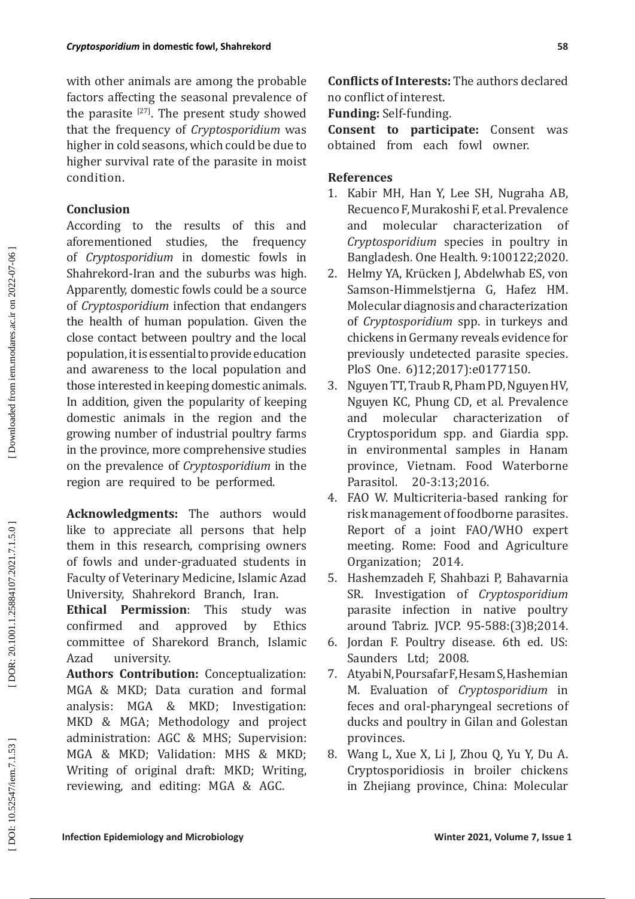with other animals are among the probable factors affecting the seasonal prevalence of the parasite [27]. The present study showed that the frequency of *Cryptosporidium* was higher in cold seasons, which could be due to higher survival rate of the parasite in moist condition.

## Conclusion

According to the results of this and aforementioned studies, the frequency of *Cryptosporidium* in domestic fowls in Shahrekord-Iran and the suburbs was high. Apparently, domestic fowls could be a source of *Cryptosporidium* infection that endangers the health of human population. Given the close contact between poultry and the local population, it is essential to provide education and awareness to the local population and those interested in keeping domestic animals. In addition, given the popularity of keeping domestic animals in the region and the growing number of industrial poultry farms in the province, more comprehensive studies on the prevalence of *Cryptosporidium* in the region are required to be performed.

**Acknowledgments:** The authors would like to appreciate all persons that help them in this research, comprising owners of fowls and under-graduated students in Faculty of Veterinary Medicine, Islamic Azad University, Shahrekord Branch, Iran.

**Ethical Permission**: This study was confirmed and approved by Ethics committee of Sharekord Branch, Islamic Azad university.

**Authors Contribution:** Conceptualization: MGA & MKD; Data curation and formal analysis: MGA & MKD; Investigation: MKD & MGA; Methodology and project administration: AGC & MHS; Supervision: MGA & MKD; Validation: MHS & MKD; Writing of original draft: MKD; Writing, reviewing, and editing: MGA & AGC.

**Conflicts of Interests:** The authors declared no conflict of interest.

**Funding:** Self-funding.

**Consent to participate:** Consent was obtained from each fowl owner.

## References

1. Kabir MH, Han Y, Lee SH, Nugraha AB, Recuenco F, Murakoshi F, et al. Prevalence and molecular characterization of *Cryptosporidium* species in poultry in Bangladesh. One Health. 9:100122;2020.
2. Helmy YA, Krücken J, Abdelwhab ES, von Samson-Himmelstjerna G, Hafez HM. Molecular diagnosis and characterization of *Cryptosporidium* spp. in turkeys and chickens in Germany reveals evidence for previously undetected parasite species. PloS One. 6)12;2017):e0177150.
3. Nguyen TT, Traub R, Pham PD, Nguyen HV, Nguyen KC, Phung CD, et al. Prevalence and molecular characterization of Cryptosporidum spp. and Giardia spp. in environmental samples in Hanam province, Vietnam. Food Waterborne Parasitol. 20-3:13;2016.
4. FAO W. Multicriteria-based ranking for risk management of foodborne parasites. Report of a joint FAO/WHO expert meeting. Rome: Food and Agriculture Organization; 2014.
5. Hashemzadeh F, Shahbazi P, Bahavarnia SR. Investigation of *Cryptosporidium* parasite infection in native poultry around Tabriz. JVCP. 95-588:(3)8;2014.
6. Jordan F. Poultry disease. 6th ed. US: Saunders Ltd; 2008.
7. Atyabi N, Poursafar F, Hesam S, Hashemian M. Evaluation of *Cryptosporidium* in feces and oral-pharyngeal secretions of ducks and poultry in Gilan and Golestan provinces.
8. Wang L, Xue X, Li J, Zhou Q, Yu Y, Du A. Cryptosporidiosis in broiler chickens in Zhejiang province, China: Molecular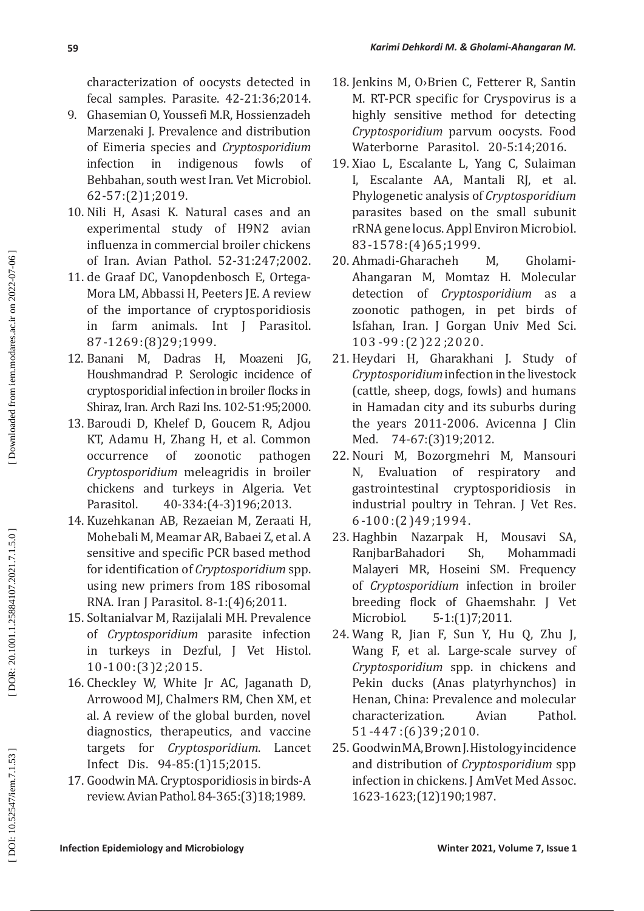characterization of oocysts detected in fecal samples. Parasite. 42-21:36;2014.

9. Ghasemian O, Youssefi M.R, Hossienzadeh Marzenaki J. Prevalence and distribution of Eimeria species and *Cryptosporidium* infection in indigenous fowls of Behbahan, south west Iran. Vet Microbiol. 62-57:(2)1;2019.
10. Nili H, Asasi K. Natural cases and an experimental study of H9N2 avian influenza in commercial broiler chickens of Iran. Avian Pathol. 52-31:247;2002.
11. de Graaf DC, Vanopdenbosch E, Ortega-Mora LM, Abbassi H, Peeters JE. A review of the importance of cryptosporidiosis in farm animals. Int J Parasitol. 87-1269:(8)29;1999.
12. Banani M, Dadras H, Moazeni JG, Houshmandrad P. Serologic incidence of cryptosporidial infection in broiler flocks in Shiraz, Iran. Arch Razi Ins. 102-51:95;2000.
13. Baroudi D, Khelef D, Goucem R, Adjou KT, Adamu H, Zhang H, et al. Common occurrence of zoonotic pathogen *Cryptosporidium* meleagridis in broiler chickens and turkeys in Algeria. Vet Parasitol. 40-334:(4-3)196;2013.
14. Kuzehkanan AB, Rezaeian M, Zeraati H, Mohebali M, Meamar AR, Babaei Z, et al. A sensitive and specific PCR based method for identification of *Cryptosporidium* spp. using new primers from 18S ribosomal RNA. Iran J Parasitol. 8-1:(4)6;2011.
15. Soltanialvar M, Razijalali MH. Prevalence of *Cryptosporidium* parasite infection in turkeys in Dezful, J Vet Histol. 10-100:(3)2;2015.
16. Checkley W, White Jr AC, Jaganath D, Arrowood MJ, Chalmers RM, Chen XM, et al. A review of the global burden, novel diagnostics, therapeutics, and vaccine targets for *Cryptosporidium*. Lancet Infect Dis. 94-85:(1)15;2015.
17. Goodwin MA. Cryptosporidiosis in birds-A review. Avian Pathol. 84-365:(3)18;1989.
18. Jenkins M, O›Brien C, Fetterer R, Santin M. RT-PCR specific for Cryspovirus is a highly sensitive method for detecting *Cryptosporidium* parvum oocysts. Food Waterborne Parasitol. 20-5:14;2016.
19. Xiao L, Escalante L, Yang C, Sulaiman I, Escalante AA, Mantali RJ, et al. Phylogenetic analysis of *Cryptosporidium* parasites based on the small subunit rRNA gene locus. Appl Environ Microbiol. 83-1578:(4)65;1999.
20. Ahmadi-Gharacheh M, Gholami-Ahangaran M, Momtaz H. Molecular detection of *Cryptosporidium* as a zoonotic pathogen, in pet birds of Isfahan, Iran. J Gorgan Univ Med Sci. 103-99:(2)22;2020.
21. Heydari H, Gharakhani J. Study of *Cryptosporidium* infection in the livestock (cattle, sheep, dogs, fowls) and humans in Hamadan city and its suburbs during the years 2011-2006. Avicenna J Clin Med. 74-67:(3)19;2012.
22. Nouri M, Bozorgmehri M, Mansouri N, Evaluation of respiratory and gastrointestinal cryptosporidiosis in industrial poultry in Tehran. J Vet Res. 6-100:(2)49;1994.
23. Haghbin Nazarpak H, Mousavi SA, RanjbarBahadori Sh, Mohammadi Malayeri MR, Hoseini SM. Frequency of *Cryptosporidium* infection in broiler breeding flock of Ghaemshahr. J Vet Microbiol. 5-1:(1)7;2011.
24. Wang R, Jian F, Sun Y, Hu Q, Zhu J, Wang F, et al. Large-scale survey of *Cryptosporidium* spp. in chickens and Pekin ducks (Anas platyrhynchos) in Henan, China: Prevalence and molecular characterization. Avian Pathol. 51-447:(6)39;2010.
25. Goodwin MA, Brown J. Histology incidence and distribution of *Cryptosporidium* spp infection in chickens. J AmVet Med Assoc. 1623-1623;(12)190;1987.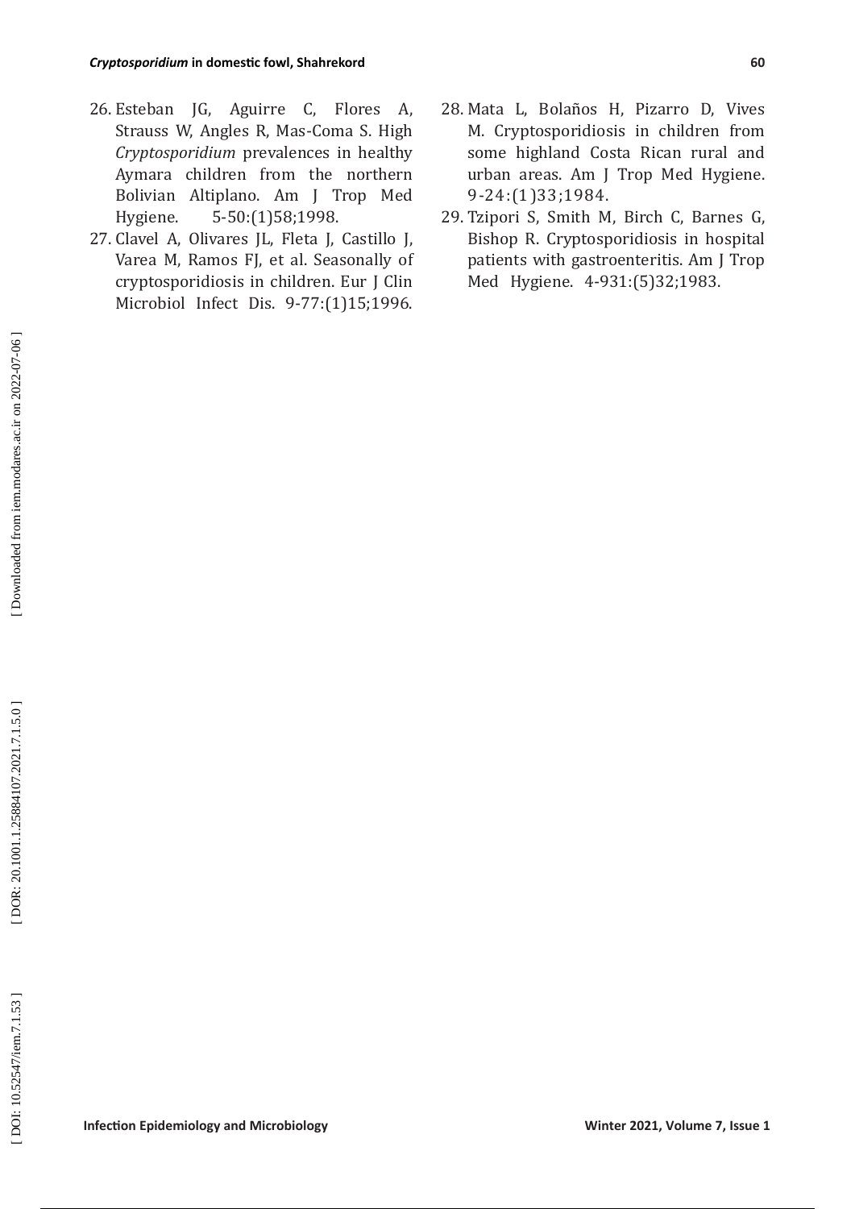26. Esteban JG, Aguirre C, Flores A, Strauss W, Angles R, Mas-Coma S. High *Cryptosporidium* prevalences in healthy Aymara children from the northern Bolivian Altiplano. Am J Trop Med Hygiene. 5-50:(1)58;1998.
27. Clavel A, Olivares JL, Fleta J, Castillo J, Varea M, Ramos FJ, et al. Seasonally of cryptosporidiosis in children. Eur J Clin Microbiol Infect Dis. 9-77:(1)15;1996.
28. Mata L, Bolaños H, Pizarro D, Vives M. Cryptosporidiosis in children from some highland Costa Rican rural and urban areas. Am J Trop Med Hygiene. 9-24:(1)33;1984.
29. Tzipori S, Smith M, Birch C, Barnes G, Bishop R. Cryptosporidiosis in hospital patients with gastroenteritis. Am J Trop Med Hygiene. 4-931:(5)32;1983.